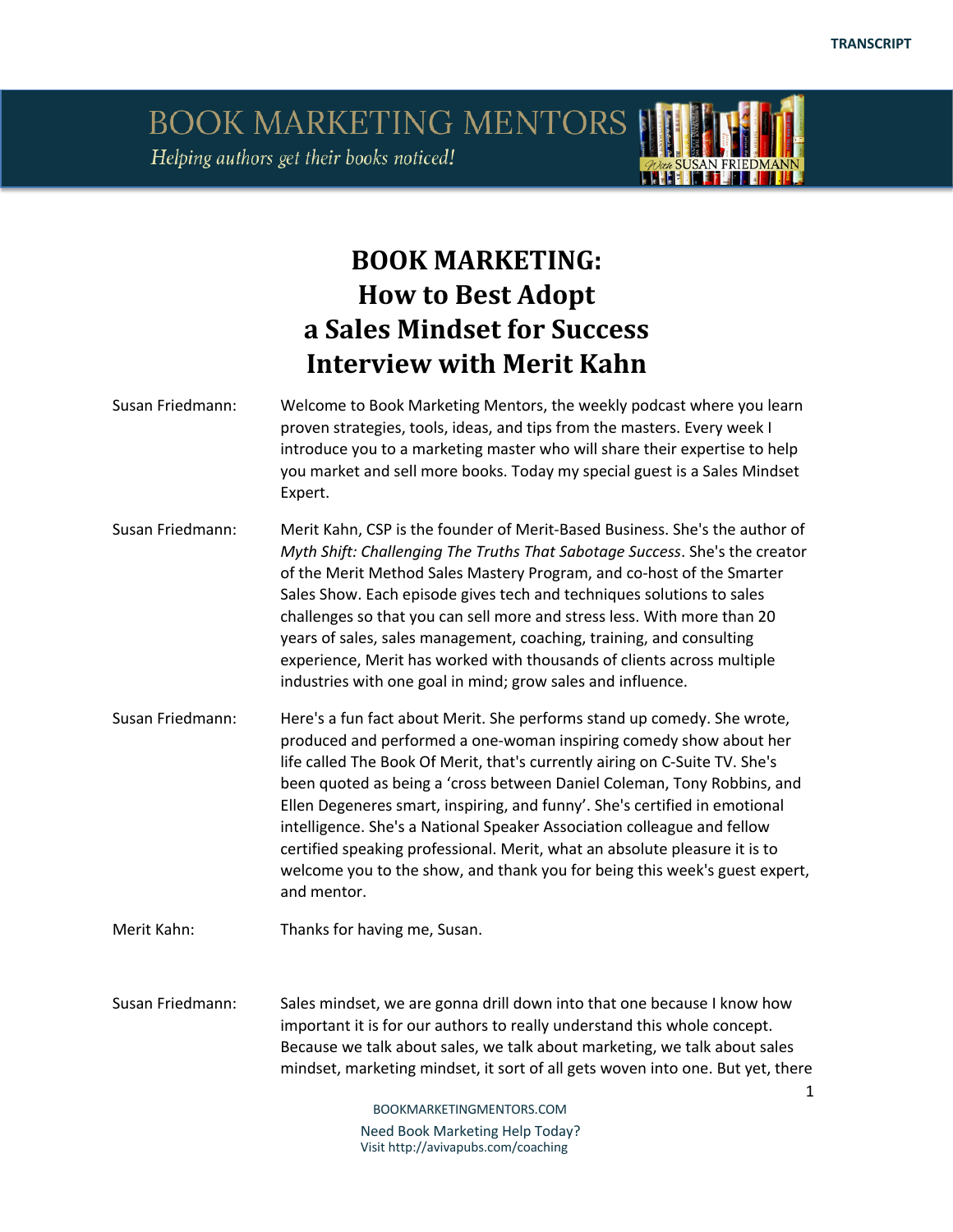# BOOK MARKETING: How to Best Adopt a Sales Mindset for Success Interview with Merit Kahn

**Susan Friedmann:** Welcome to Book Marketing Mentors, the weekly podcast where you learn proven strategies, tools, ideas, and tips from the masters. Every week I introduce you to a marketing master who will share their expertise to help you market and sell more books. Today my special guest is a Sales Mindset Expert.

**Susan Friedmann:** Merit Kahn, CSP is the founder of Merit-Based Business. She's the author of *Myth Shift: Challenging The Truths That Sabotage Success*. She's the creator of the Merit Method Sales Mastery Program, and co-host of the Smarter Sales Show. Each episode gives tech and techniques solutions to sales challenges so that you can sell more and stress less. With more than 20 years of sales, sales management, coaching, training, and consulting experience, Merit has worked with thousands of clients across multiple industries with one goal in mind; grow sales and influence.

**Susan Friedmann:** Here's a fun fact about Merit. She performs stand up comedy. She wrote, produced and performed a one-woman inspiring comedy show about her life called The Book Of Merit, that's currently airing on C-Suite TV. She's been quoted as being a 'cross between Daniel Coleman, Tony Robbins, and Ellen Degeneres smart, inspiring, and funny'. She's certified in emotional intelligence. She's a National Speaker Association colleague and fellow certified speaking professional. Merit, what an absolute pleasure it is to welcome you to the show, and thank you for being this week's guest expert, and mentor.

**Merit Kahn:** Thanks for having me, Susan.

**Susan Friedmann:** Sales mindset, we are gonna drill down into that one because I know how important it is for our authors to really understand this whole concept. Because we talk about sales, we talk about marketing, we talk about sales mindset, marketing mindset, it sort of all gets woven into one. But yet, there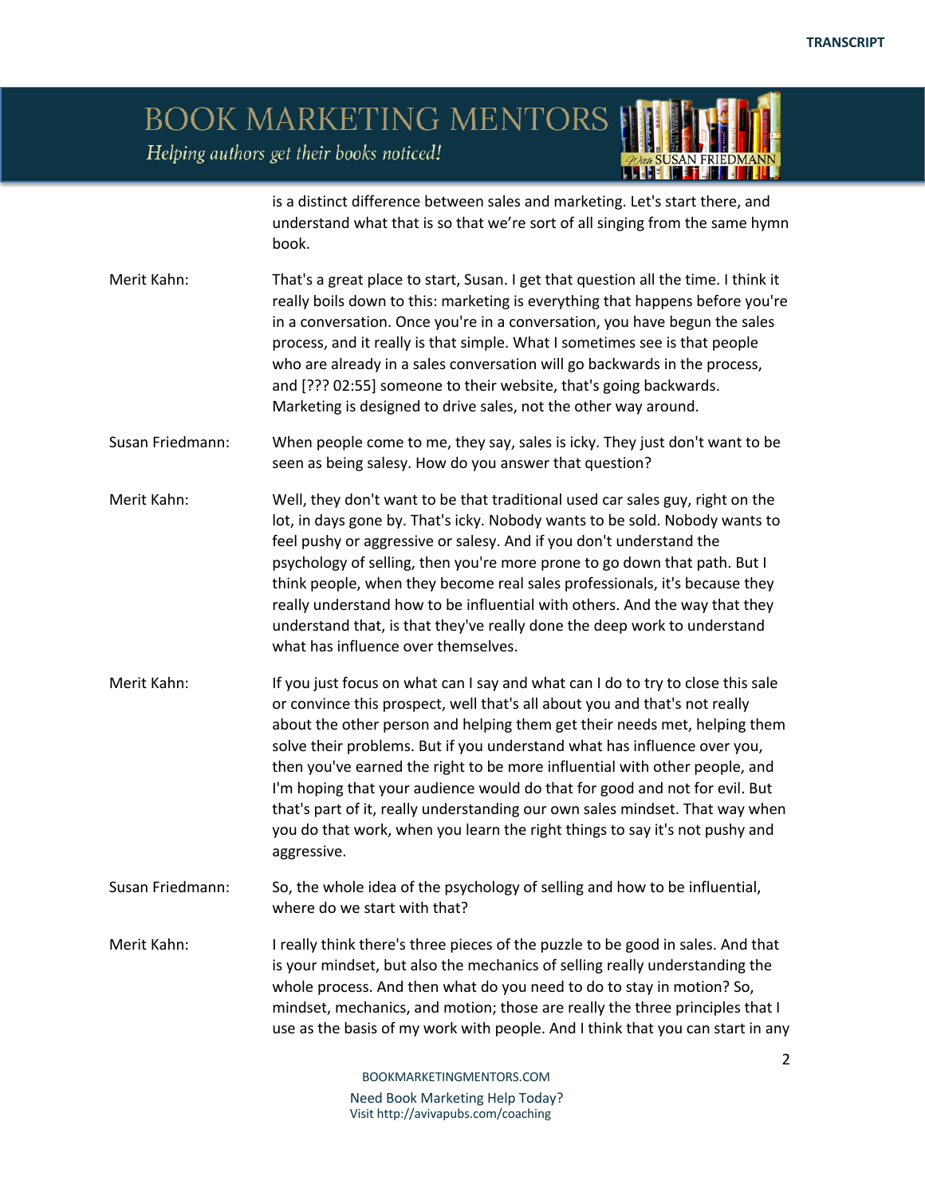is a distinct difference between sales and marketing. Let's start there, and understand what that is so that we're sort of all singing from the same hymn book.

**Merit Kahn:** That's a great place to start, Susan. I get that question all the time. I think it really boils down to this: marketing is everything that happens before you're in a conversation. Once you're in a conversation, you have begun the sales process, and it really is that simple. What I sometimes see is that people who are already in a sales conversation will go backwards in the process, and [??? 02:55] someone to their website, that's going backwards. Marketing is designed to drive sales, not the other way around.

**Susan Friedmann:** When people come to me, they say, sales is icky. They just don't want to be seen as being salesy. How do you answer that question?

**Merit Kahn:** Well, they don't want to be that traditional used car sales guy, right on the lot, in days gone by. That's icky. Nobody wants to be sold. Nobody wants to feel pushy or aggressive or salesy. And if you don't understand the psychology of selling, then you're more prone to go down that path. But I think people, when they become real sales professionals, it's because they really understand how to be influential with others. And the way that they understand that, is that they've really done the deep work to understand what has influence over themselves.

**Merit Kahn:** If you just focus on what can I say and what can I do to try to close this sale or convince this prospect, well that's all about you and that's not really about the other person and helping them get their needs met, helping them solve their problems. But if you understand what has influence over you, then you've earned the right to be more influential with other people, and I'm hoping that your audience would do that for good and not for evil. But that's part of it, really understanding our own sales mindset. That way when you do that work, when you learn the right things to say it's not pushy and aggressive.

**Susan Friedmann:** So, the whole idea of the psychology of selling and how to be influential, where do we start with that?

**Merit Kahn:** I really think there's three pieces of the puzzle to be good in sales. And that is your mindset, but also the mechanics of selling really understanding the whole process. And then what do you need to do to stay in motion? So, mindset, mechanics, and motion; those are really the three principles that I use as the basis of my work with people. And I think that you can start in any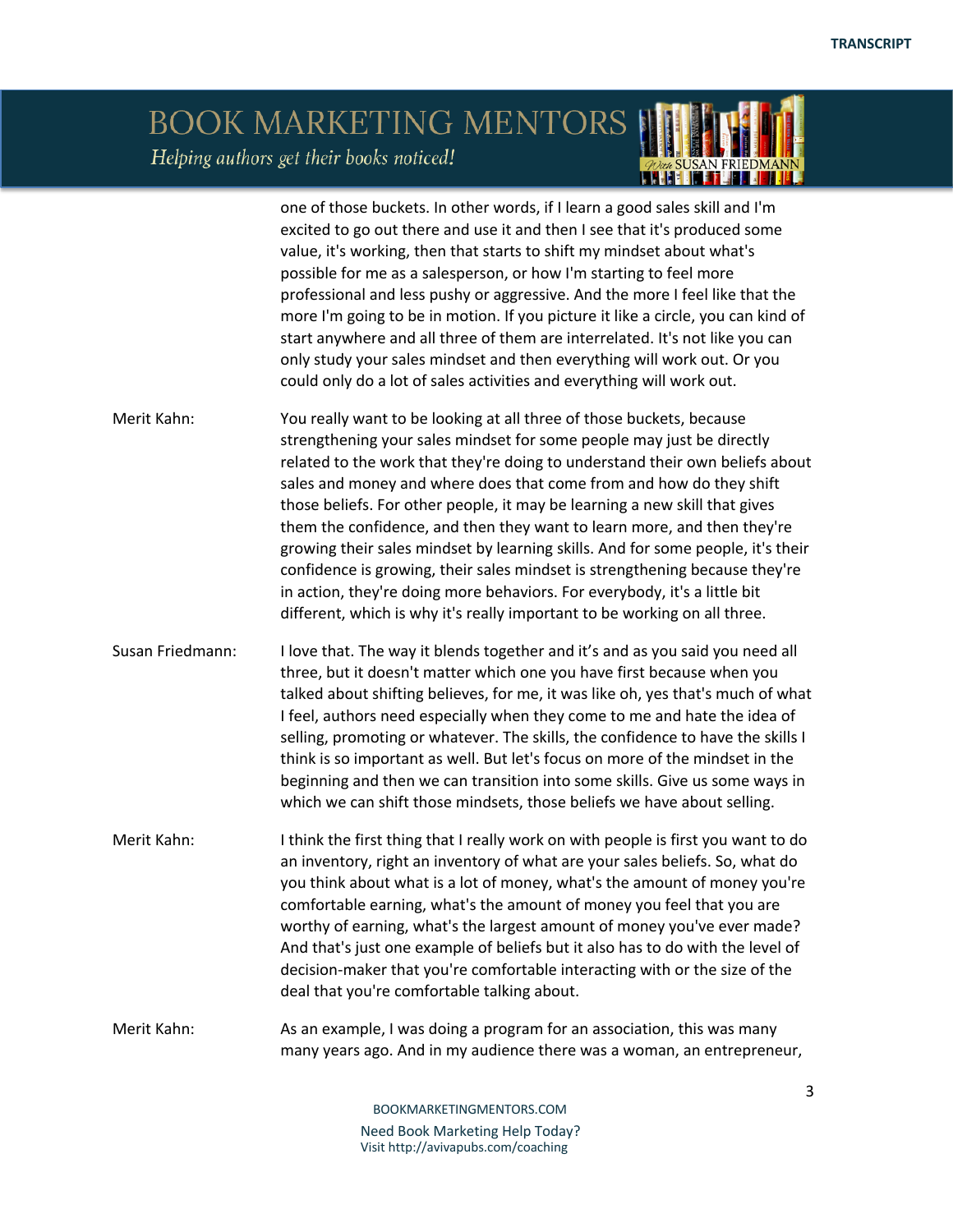one of those buckets. In other words, if I learn a good sales skill and I'm excited to go out there and use it and then I see that it's produced some value, it's working, then that starts to shift my mindset about what's possible for me as a salesperson, or how I'm starting to feel more professional and less pushy or aggressive. And the more I feel like that the more I'm going to be in motion. If you picture it like a circle, you can kind of start anywhere and all three of them are interrelated. It's not like you can only study your sales mindset and then everything will work out. Or you could only do a lot of sales activities and everything will work out.

Merit Kahn: You really want to be looking at all three of those buckets, because strengthening your sales mindset for some people may just be directly related to the work that they're doing to understand their own beliefs about sales and money and where does that come from and how do they shift those beliefs. For other people, it may be learning a new skill that gives them the confidence, and then they want to learn more, and then they're growing their sales mindset by learning skills. And for some people, it's their confidence is growing, their sales mindset is strengthening because they're in action, they're doing more behaviors. For everybody, it's a little bit different, which is why it's really important to be working on all three.

Susan Friedmann: I love that. The way it blends together and it's and as you said you need all three, but it doesn't matter which one you have first because when you talked about shifting believes, for me, it was like oh, yes that's much of what I feel, authors need especially when they come to me and hate the idea of selling, promoting or whatever. The skills, the confidence to have the skills I think is so important as well. But let's focus on more of the mindset in the beginning and then we can transition into some skills. Give us some ways in which we can shift those mindsets, those beliefs we have about selling.

Merit Kahn: I think the first thing that I really work on with people is first you want to do an inventory, right an inventory of what are your sales beliefs. So, what do you think about what is a lot of money, what's the amount of money you're comfortable earning, what's the amount of money you feel that you are worthy of earning, what's the largest amount of money you've ever made? And that's just one example of beliefs but it also has to do with the level of decision-maker that you're comfortable interacting with or the size of the deal that you're comfortable talking about.

Merit Kahn: As an example, I was doing a program for an association, this was many many years ago. And in my audience there was a woman, an entrepreneur,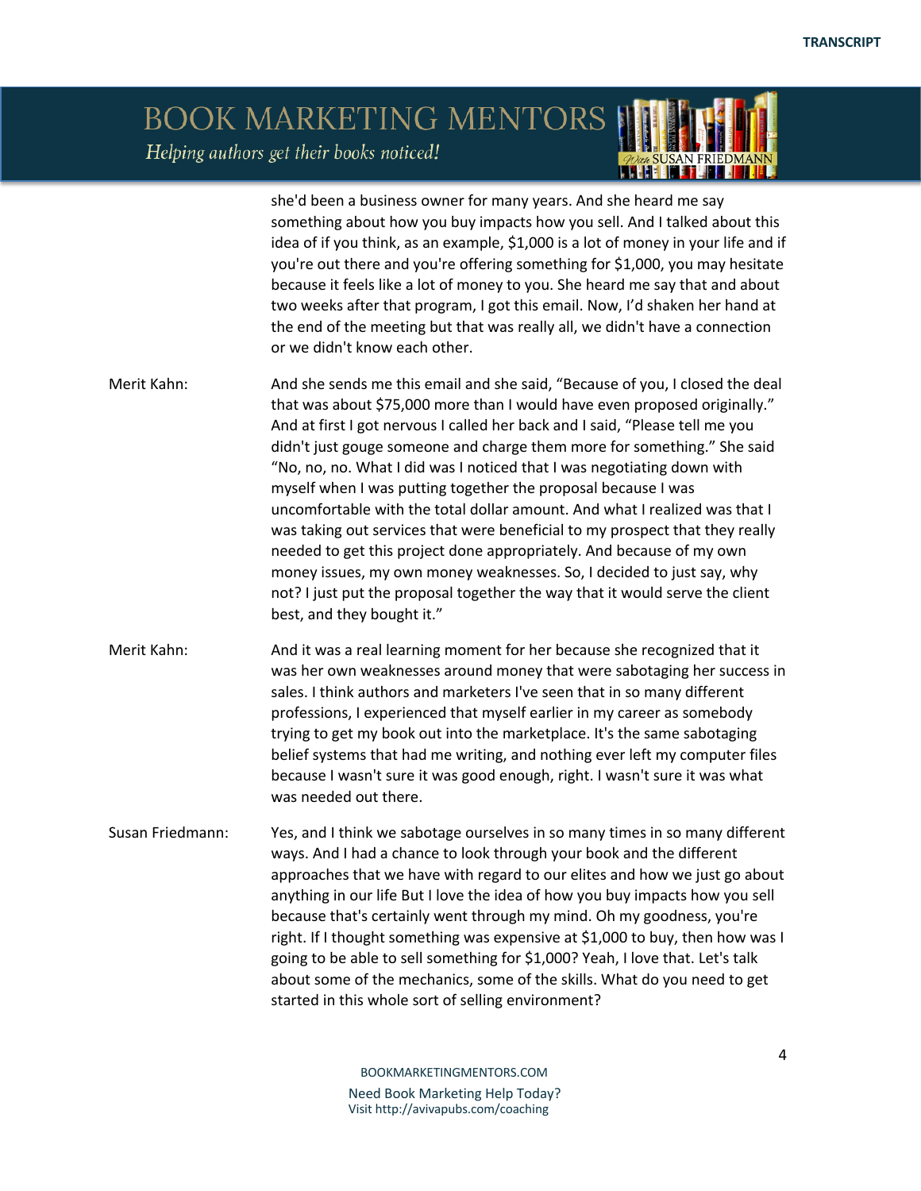she'd been a business owner for many years. And she heard me say something about how you buy impacts how you sell. And I talked about this idea of if you think, as an example, $1,000 is a lot of money in your life and if you're out there and you're offering something for $1,000, you may hesitate because it feels like a lot of money to you. She heard me say that and about two weeks after that program, I got this email. Now, I'd shaken her hand at the end of the meeting but that was really all, we didn't have a connection or we didn't know each other.

**Merit Kahn:** And she sends me this email and she said, "Because of you, I closed the deal that was about $75,000 more than I would have even proposed originally." And at first I got nervous I called her back and I said, "Please tell me you didn't just gouge someone and charge them more for something." She said "No, no, no. What I did was I noticed that I was negotiating down with myself when I was putting together the proposal because I was uncomfortable with the total dollar amount. And what I realized was that I was taking out services that were beneficial to my prospect that they really needed to get this project done appropriately. And because of my own money issues, my own money weaknesses. So, I decided to just say, why not? I just put the proposal together the way that it would serve the client best, and they bought it."

**Merit Kahn:** And it was a real learning moment for her because she recognized that it was her own weaknesses around money that were sabotaging her success in sales. I think authors and marketers I've seen that in so many different professions, I experienced that myself earlier in my career as somebody trying to get my book out into the marketplace. It's the same sabotaging belief systems that had me writing, and nothing ever left my computer files because I wasn't sure it was good enough, right. I wasn't sure it was what was needed out there.

**Susan Friedmann:** Yes, and I think we sabotage ourselves in so many times in so many different ways. And I had a chance to look through your book and the different approaches that we have with regard to our elites and how we just go about anything in our life But I love the idea of how you buy impacts how you sell because that's certainly went through my mind. Oh my goodness, you're right. If I thought something was expensive at $1,000 to buy, then how was I going to be able to sell something for $1,000? Yeah, I love that. Let's talk about some of the mechanics, some of the skills. What do you need to get started in this whole sort of selling environment?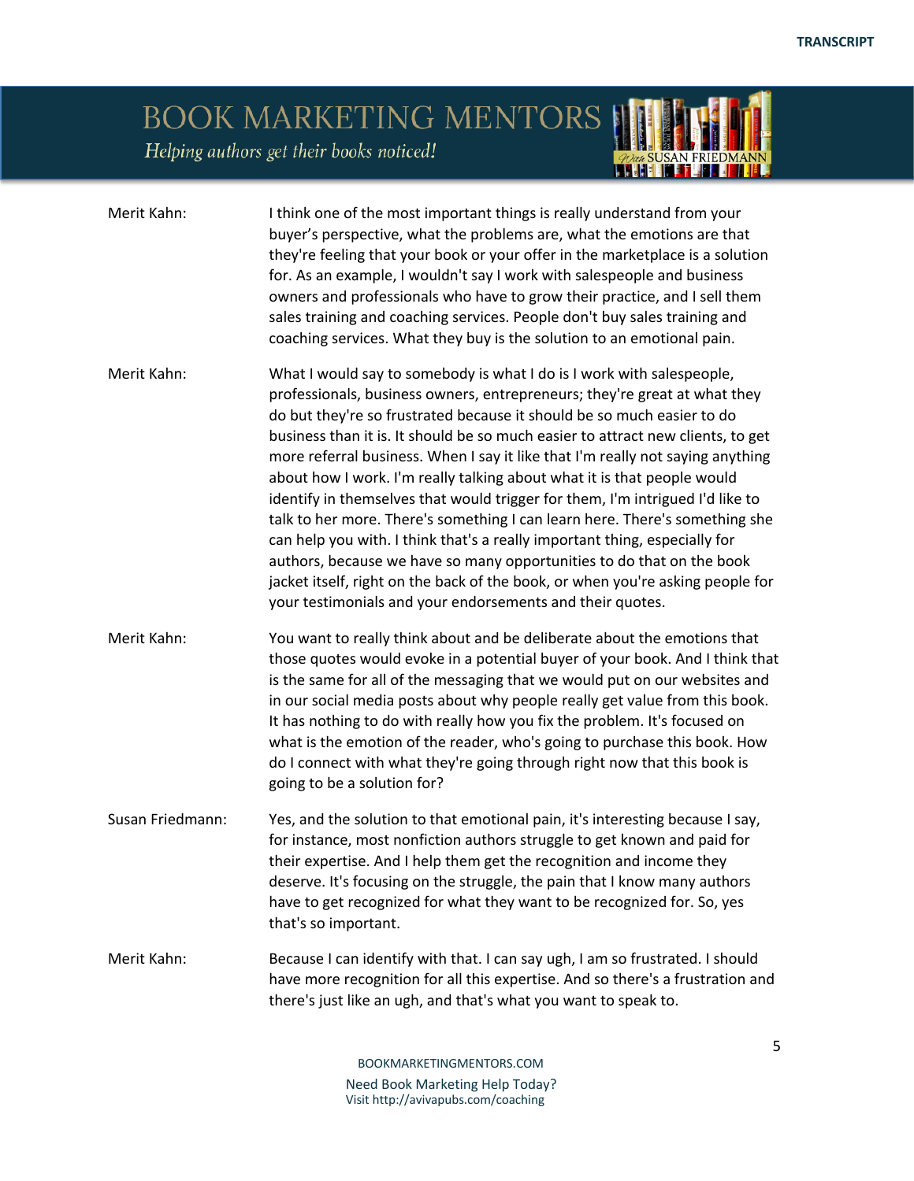**Merit Kahn:** I think one of the most important things is really understand from your buyer's perspective, what the problems are, what the emotions are that they're feeling that your book or your offer in the marketplace is a solution for. As an example, I wouldn't say I work with salespeople and business owners and professionals who have to grow their practice, and I sell them sales training and coaching services. People don't buy sales training and coaching services. What they buy is the solution to an emotional pain.

**Merit Kahn:** What I would say to somebody is what I do is I work with salespeople, professionals, business owners, entrepreneurs; they're great at what they do but they're so frustrated because it should be so much easier to do business than it is. It should be so much easier to attract new clients, to get more referral business. When I say it like that I'm really not saying anything about how I work. I'm really talking about what it is that people would identify in themselves that would trigger for them, I'm intrigued I'd like to talk to her more. There's something I can learn here. There's something she can help you with. I think that's a really important thing, especially for authors, because we have so many opportunities to do that on the book jacket itself, right on the back of the book, or when you're asking people for your testimonials and your endorsements and their quotes.

**Merit Kahn:** You want to really think about and be deliberate about the emotions that those quotes would evoke in a potential buyer of your book. And I think that is the same for all of the messaging that we would put on our websites and in our social media posts about why people really get value from this book. It has nothing to do with really how you fix the problem. It's focused on what is the emotion of the reader, who's going to purchase this book. How do I connect with what they're going through right now that this book is going to be a solution for?

**Susan Friedmann:** Yes, and the solution to that emotional pain, it's interesting because I say, for instance, most nonfiction authors struggle to get known and paid for their expertise. And I help them get the recognition and income they deserve. It's focusing on the struggle, the pain that I know many authors have to get recognized for what they want to be recognized for. So, yes that's so important.

**Merit Kahn:** Because I can identify with that. I can say ugh, I am so frustrated. I should have more recognition for all this expertise. And so there's a frustration and there's just like an ugh, and that's what you want to speak to.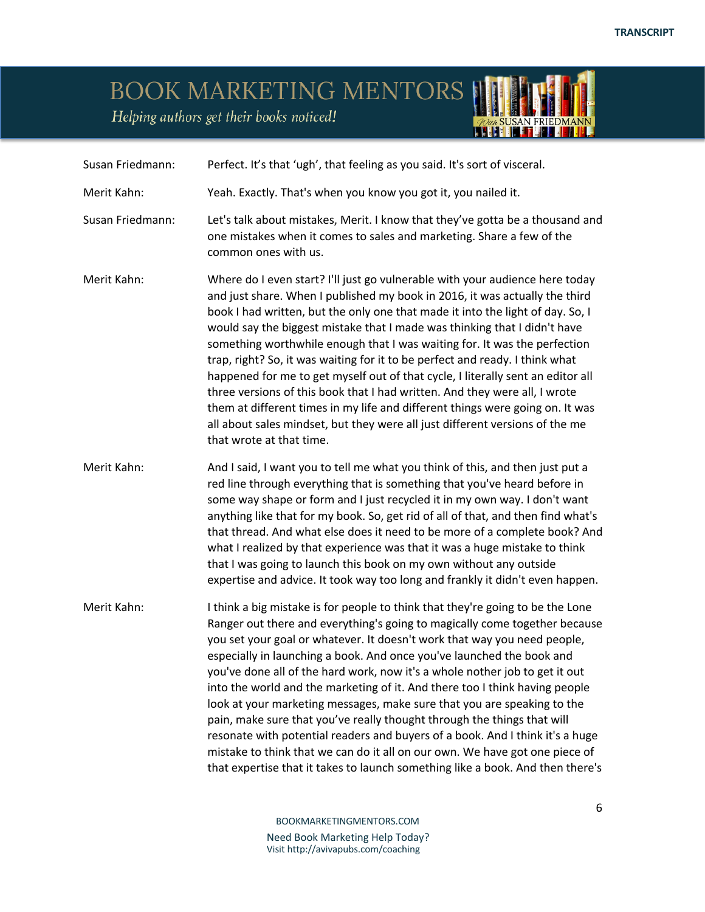Susan Friedmann: Perfect. It's that 'ugh', that feeling as you said. It's sort of visceral.

Merit Kahn: Yeah. Exactly. That's when you know you got it, you nailed it.

Susan Friedmann: Let's talk about mistakes, Merit. I know that they've gotta be a thousand and one mistakes when it comes to sales and marketing. Share a few of the common ones with us.

Merit Kahn: Where do I even start? I'll just go vulnerable with your audience here today and just share. When I published my book in 2016, it was actually the third book I had written, but the only one that made it into the light of day. So, I would say the biggest mistake that I made was thinking that I didn't have something worthwhile enough that I was waiting for. It was the perfection trap, right? So, it was waiting for it to be perfect and ready. I think what happened for me to get myself out of that cycle, I literally sent an editor all three versions of this book that I had written. And they were all, I wrote them at different times in my life and different things were going on. It was all about sales mindset, but they were all just different versions of the me that wrote at that time.

Merit Kahn: And I said, I want you to tell me what you think of this, and then just put a red line through everything that is something that you've heard before in some way shape or form and I just recycled it in my own way. I don't want anything like that for my book. So, get rid of all of that, and then find what's that thread. And what else does it need to be more of a complete book? And what I realized by that experience was that it was a huge mistake to think that I was going to launch this book on my own without any outside expertise and advice. It took way too long and frankly it didn't even happen.

Merit Kahn: I think a big mistake is for people to think that they're going to be the Lone Ranger out there and everything's going to magically come together because you set your goal or whatever. It doesn't work that way you need people, especially in launching a book. And once you've launched the book and you've done all of the hard work, now it's a whole nother job to get it out into the world and the marketing of it. And there too I think having people look at your marketing messages, make sure that you are speaking to the pain, make sure that you've really thought through the things that will resonate with potential readers and buyers of a book. And I think it's a huge mistake to think that we can do it all on our own. We have got one piece of that expertise that it takes to launch something like a book. And then there's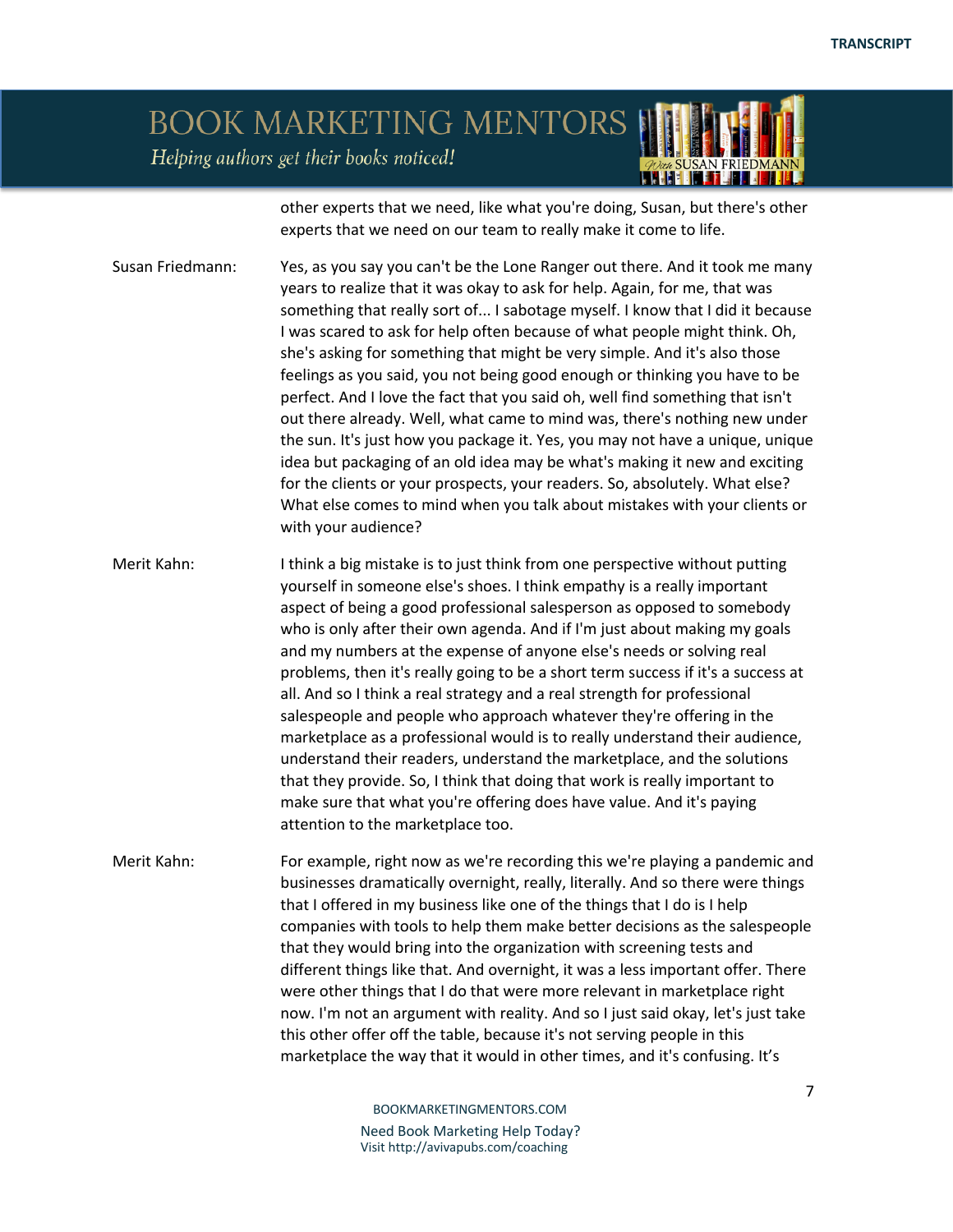other experts that we need, like what you're doing, Susan, but there's other experts that we need on our team to really make it come to life.

**Susan Friedmann:** Yes, as you say you can't be the Lone Ranger out there. And it took me many years to realize that it was okay to ask for help. Again, for me, that was something that really sort of... I sabotage myself. I know that I did it because I was scared to ask for help often because of what people might think. Oh, she's asking for something that might be very simple. And it's also those feelings as you said, you not being good enough or thinking you have to be perfect. And I love the fact that you said oh, well find something that isn't out there already. Well, what came to mind was, there's nothing new under the sun. It's just how you package it. Yes, you may not have a unique, unique idea but packaging of an old idea may be what's making it new and exciting for the clients or your prospects, your readers. So, absolutely. What else? What else comes to mind when you talk about mistakes with your clients or with your audience?

**Merit Kahn:** I think a big mistake is to just think from one perspective without putting yourself in someone else's shoes. I think empathy is a really important aspect of being a good professional salesperson as opposed to somebody who is only after their own agenda. And if I'm just about making my goals and my numbers at the expense of anyone else's needs or solving real problems, then it's really going to be a short term success if it's a success at all. And so I think a real strategy and a real strength for professional salespeople and people who approach whatever they're offering in the marketplace as a professional would is to really understand their audience, understand their readers, understand the marketplace, and the solutions that they provide. So, I think that doing that work is really important to make sure that what you're offering does have value. And it's paying attention to the marketplace too.

**Merit Kahn:** For example, right now as we're recording this we're playing a pandemic and businesses dramatically overnight, really, literally. And so there were things that I offered in my business like one of the things that I do is I help companies with tools to help them make better decisions as the salespeople that they would bring into the organization with screening tests and different things like that. And overnight, it was a less important offer. There were other things that I do that were more relevant in marketplace right now. I'm not an argument with reality. And so I just said okay, let's just take this other offer off the table, because it's not serving people in this marketplace the way that it would in other times, and it's confusing. It's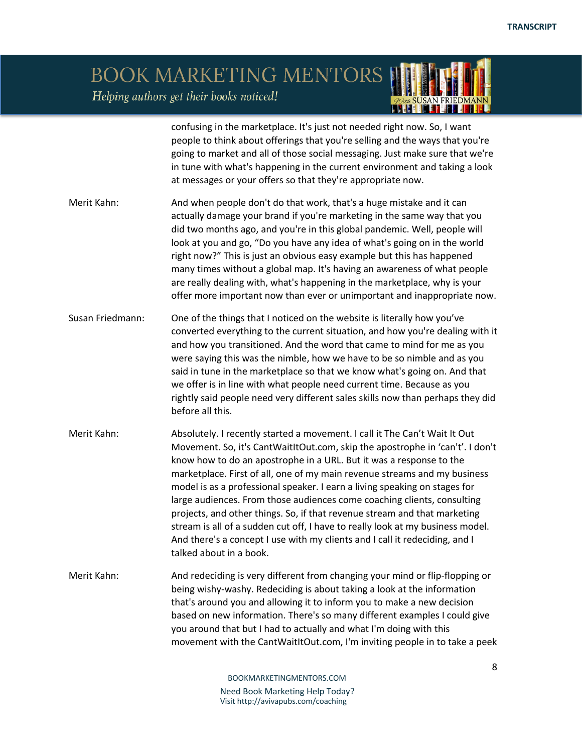confusing in the marketplace. It's just not needed right now. So, I want people to think about offerings that you're selling and the ways that you're going to market and all of those social messaging. Just make sure that we're in tune with what's happening in the current environment and taking a look at messages or your offers so that they're appropriate now.

Merit Kahn: And when people don't do that work, that's a huge mistake and it can actually damage your brand if you're marketing in the same way that you did two months ago, and you're in this global pandemic. Well, people will look at you and go, "Do you have any idea of what's going on in the world right now?" This is just an obvious easy example but this has happened many times without a global map. It's having an awareness of what people are really dealing with, what's happening in the marketplace, why is your offer more important now than ever or unimportant and inappropriate now.

Susan Friedmann: One of the things that I noticed on the website is literally how you've converted everything to the current situation, and how you're dealing with it and how you transitioned. And the word that came to mind for me as you were saying this was the nimble, how we have to be so nimble and as you said in tune in the marketplace so that we know what's going on. And that we offer is in line with what people need current time. Because as you rightly said people need very different sales skills now than perhaps they did before all this.

Merit Kahn: Absolutely. I recently started a movement. I call it The Can't Wait It Out Movement. So, it's CantWaitItOut.com, skip the apostrophe in 'can't'. I don't know how to do an apostrophe in a URL. But it was a response to the marketplace. First of all, one of my main revenue streams and my business model is as a professional speaker. I earn a living speaking on stages for large audiences. From those audiences come coaching clients, consulting projects, and other things. So, if that revenue stream and that marketing stream is all of a sudden cut off, I have to really look at my business model. And there's a concept I use with my clients and I call it redeciding, and I talked about in a book.

Merit Kahn: And redeciding is very different from changing your mind or flip-flopping or being wishy-washy. Redeciding is about taking a look at the information that's around you and allowing it to inform you to make a new decision based on new information. There's so many different examples I could give you around that but I had to actually and what I'm doing with this movement with the CantWaitItOut.com, I'm inviting people in to take a peek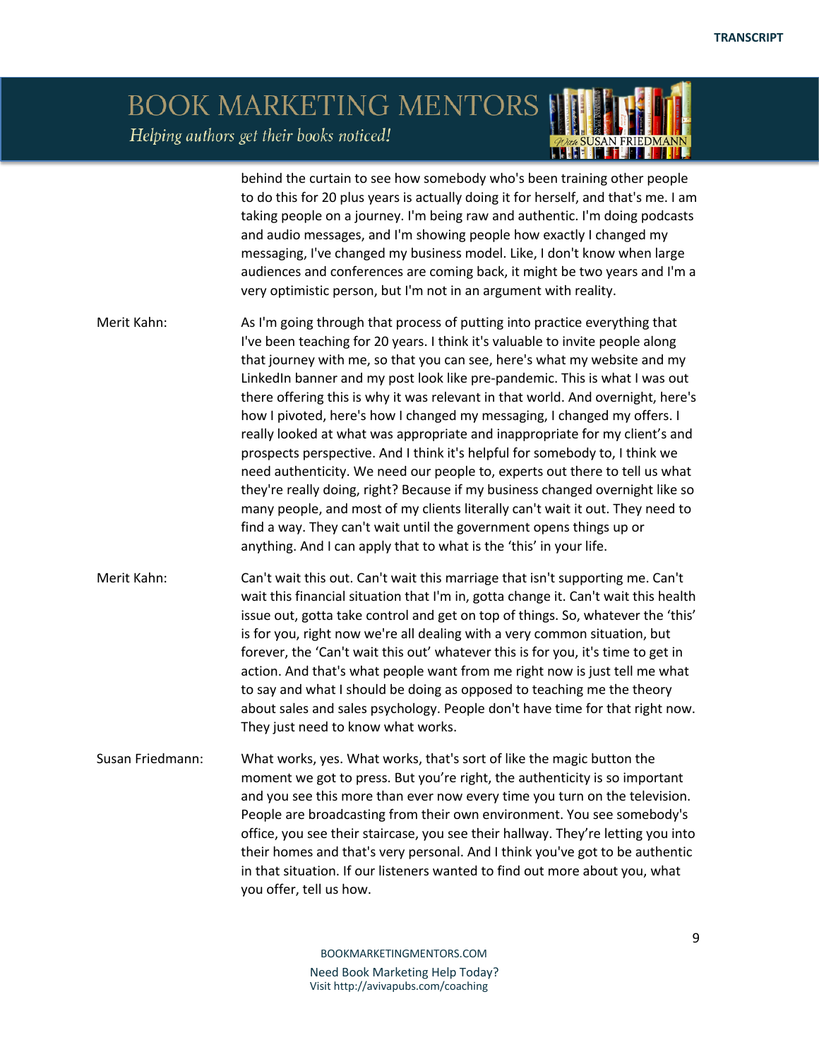behind the curtain to see how somebody who's been training other people to do this for 20 plus years is actually doing it for herself, and that's me. I am taking people on a journey. I'm being raw and authentic. I'm doing podcasts and audio messages, and I'm showing people how exactly I changed my messaging, I've changed my business model. Like, I don't know when large audiences and conferences are coming back, it might be two years and I'm a very optimistic person, but I'm not in an argument with reality.

Merit Kahn: As I'm going through that process of putting into practice everything that I've been teaching for 20 years. I think it's valuable to invite people along that journey with me, so that you can see, here's what my website and my LinkedIn banner and my post look like pre-pandemic. This is what I was out there offering this is why it was relevant in that world. And overnight, here's how I pivoted, here's how I changed my messaging, I changed my offers. I really looked at what was appropriate and inappropriate for my client's and prospects perspective. And I think it's helpful for somebody to, I think we need authenticity. We need our people to, experts out there to tell us what they're really doing, right? Because if my business changed overnight like so many people, and most of my clients literally can't wait it out. They need to find a way. They can't wait until the government opens things up or anything. And I can apply that to what is the 'this' in your life.

Merit Kahn: Can't wait this out. Can't wait this marriage that isn't supporting me. Can't wait this financial situation that I'm in, gotta change it. Can't wait this health issue out, gotta take control and get on top of things. So, whatever the 'this' is for you, right now we're all dealing with a very common situation, but forever, the 'Can't wait this out' whatever this is for you, it's time to get in action. And that's what people want from me right now is just tell me what to say and what I should be doing as opposed to teaching me the theory about sales and sales psychology. People don't have time for that right now. They just need to know what works.

Susan Friedmann: What works, yes. What works, that's sort of like the magic button the moment we got to press. But you're right, the authenticity is so important and you see this more than ever now every time you turn on the television. People are broadcasting from their own environment. You see somebody's office, you see their staircase, you see their hallway. They're letting you into their homes and that's very personal. And I think you've got to be authentic in that situation. If our listeners wanted to find out more about you, what you offer, tell us how.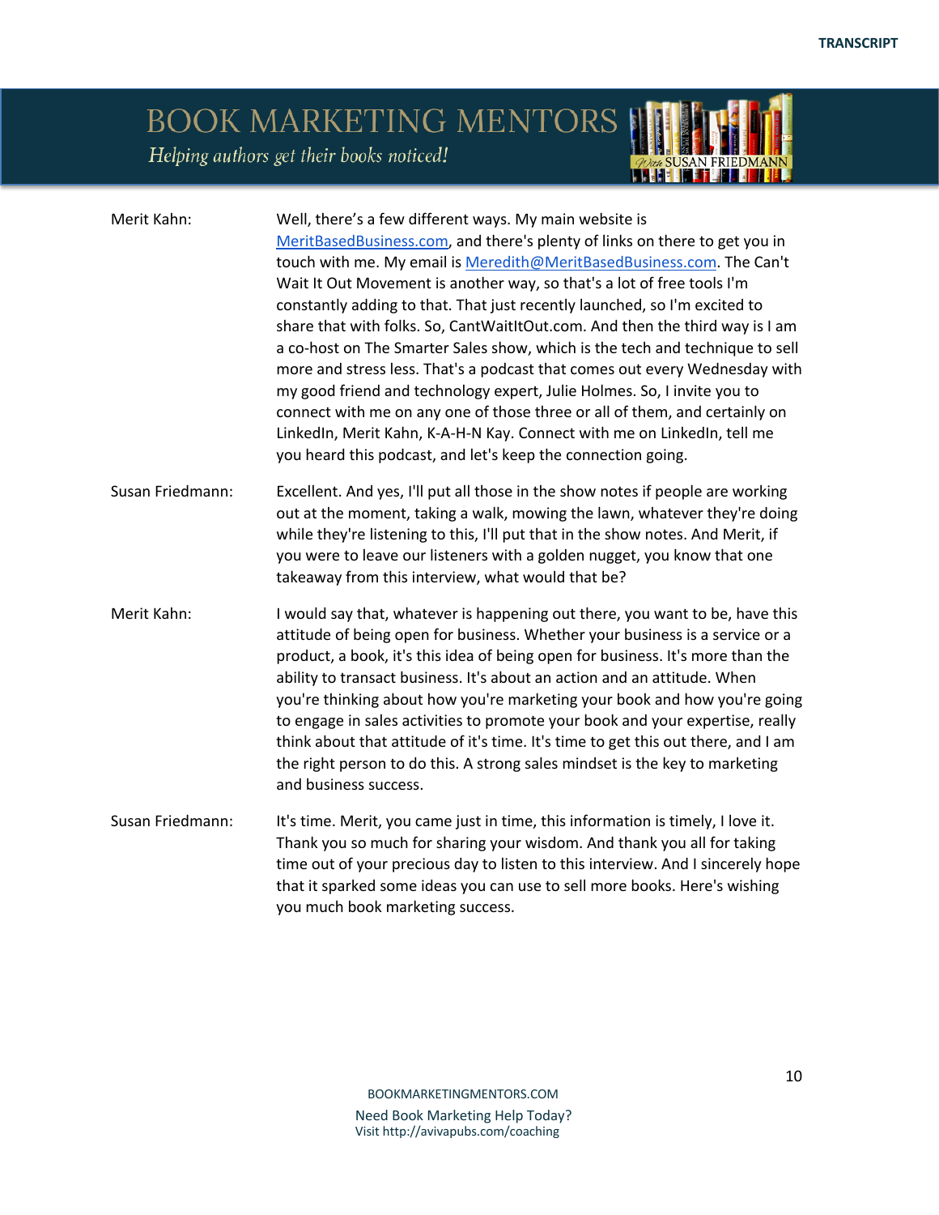Merit Kahn: Well, there's a few different ways. My main website is MeritBasedBusiness.com, and there's plenty of links on there to get you in touch with me. My email is Meredith@MeritBasedBusiness.com. The Can't Wait It Out Movement is another way, so that's a lot of free tools I'm constantly adding to that. That just recently launched, so I'm excited to share that with folks. So, CantWaitItOut.com. And then the third way is I am a co-host on The Smarter Sales show, which is the tech and technique to sell more and stress less. That's a podcast that comes out every Wednesday with my good friend and technology expert, Julie Holmes. So, I invite you to connect with me on any one of those three or all of them, and certainly on LinkedIn, Merit Kahn, K-A-H-N Kay. Connect with me on LinkedIn, tell me you heard this podcast, and let's keep the connection going.

Susan Friedmann: Excellent. And yes, I'll put all those in the show notes if people are working out at the moment, taking a walk, mowing the lawn, whatever they're doing while they're listening to this, I'll put that in the show notes. And Merit, if you were to leave our listeners with a golden nugget, you know that one takeaway from this interview, what would that be?

Merit Kahn: I would say that, whatever is happening out there, you want to be, have this attitude of being open for business. Whether your business is a service or a product, a book, it's this idea of being open for business. It's more than the ability to transact business. It's about an action and an attitude. When you're thinking about how you're marketing your book and how you're going to engage in sales activities to promote your book and your expertise, really think about that attitude of it's time. It's time to get this out there, and I am the right person to do this. A strong sales mindset is the key to marketing and business success.

Susan Friedmann: It's time. Merit, you came just in time, this information is timely, I love it. Thank you so much for sharing your wisdom. And thank you all for taking time out of your precious day to listen to this interview. And I sincerely hope that it sparked some ideas you can use to sell more books. Here's wishing you much book marketing success.